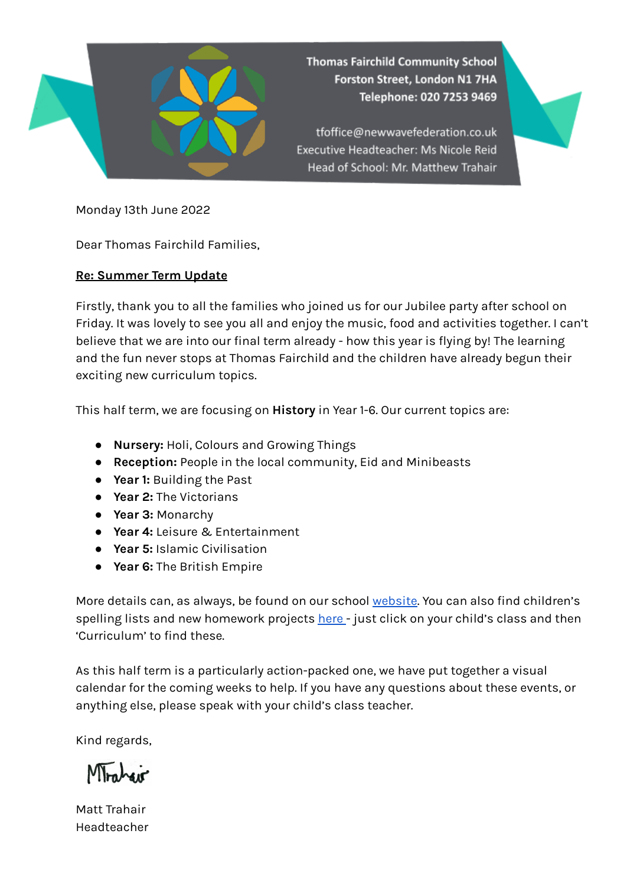Thomas Fairchild Community School
Forston Street, London N1 7HA
Telephone: 020 7253 9469

tfoffice@newwavefederation.co.uk
Executive Headteacher: Ms Nicole Reid
Head of School: Mr. Matthew Trahair

Monday 13th June 2022

Dear Thomas Fairchild Families,

**Re: Summer Term Update**

Firstly, thank you to all the families who joined us for our Jubilee party after school on Friday. It was lovely to see you all and enjoy the music, food and activities together. I can't believe that we are into our final term already - how this year is flying by! The learning and the fun never stops at Thomas Fairchild and the children have already begun their exciting new curriculum topics.

This half term, we are focusing on **History** in Year 1-6. Our current topics are:

- **Nursery:** Holi, Colours and Growing Things
- **Reception:** People in the local community, Eid and Minibeasts
- **Year 1:** Building the Past
- **Year 2:** The Victorians
- **Year 3:** Monarchy
- **Year 4:** Leisure & Entertainment
- **Year 5:** Islamic Civilisation
- **Year 6:** The British Empire

More details can, as always, be found on our school website. You can also find children's spelling lists and new homework projects here - just click on your child's class and then 'Curriculum' to find these.

As this half term is a particularly action-packed one, we have put together a visual calendar for the coming weeks to help. If you have any questions about these events, or anything else, please speak with your child's class teacher.

Kind regards,

MTrahair

Matt Trahair
Headteacher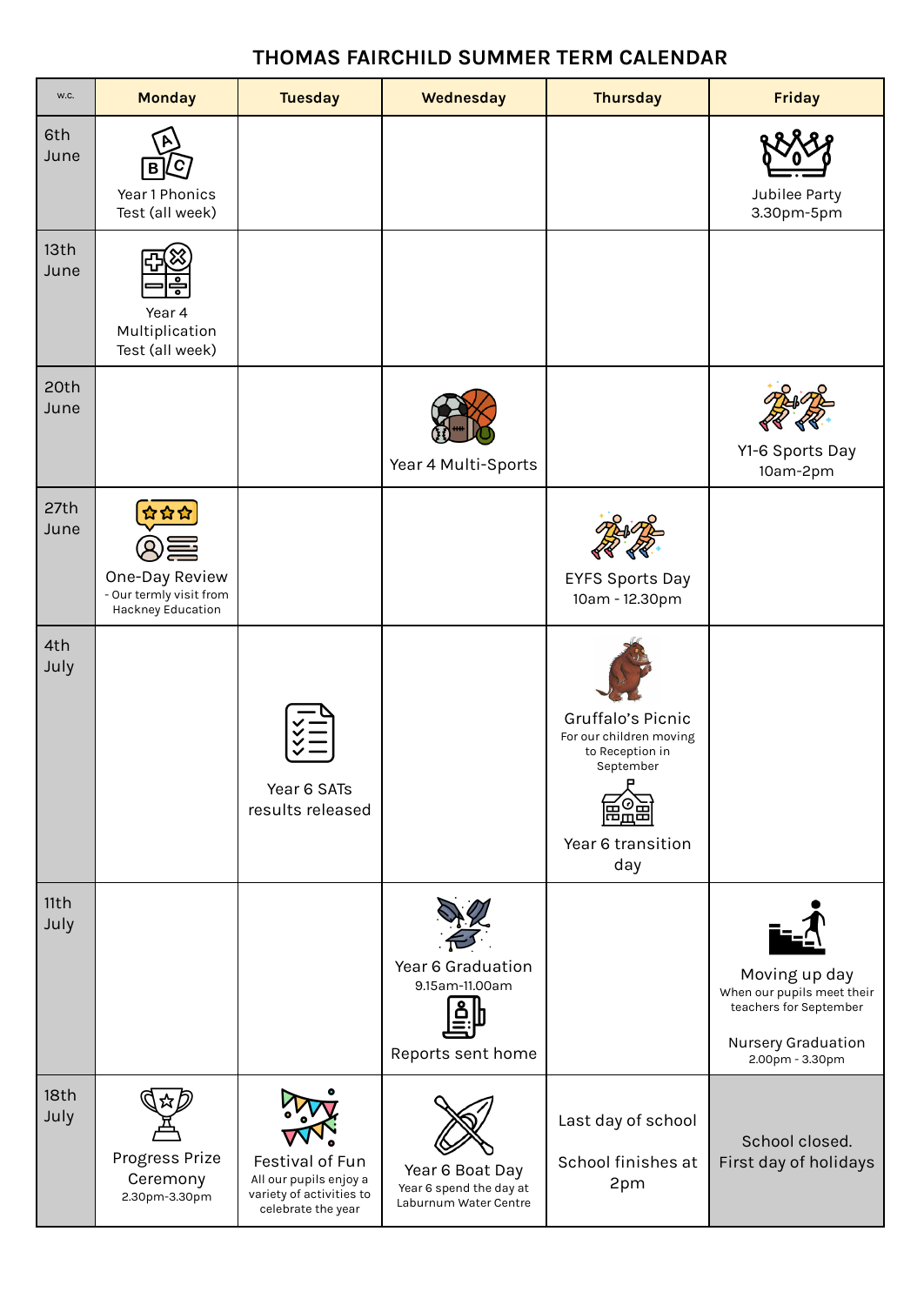# THOMAS FAIRCHILD SUMMER TERM CALENDAR

| W.C. | Monday | Tuesday | Wednesday | Thursday | Friday |
|---|---|---|---|---|---|
| 6th June | Year 1 Phonics Test (all week) | | | | Jubilee Party 3.30pm-5pm |
| 13th June | Year 4 Multiplication Test (all week) | | | | |
| 20th June | | | Year 4 Multi-Sports | | Y1-6 Sports Day 10am-2pm |
| 27th June | One-Day Review - Our termly visit from Hackney Education | | | EYFS Sports Day 10am - 12.30pm | |
| 4th July | | Year 6 SATs results released | | Gruffalo's Picnic For our children moving to Reception in September<br>Year 6 transition day | |
| 11th July | | | Year 6 Graduation 9.15am-11.00am<br>Reports sent home | | Moving up day When our pupils meet their teachers for September<br>Nursery Graduation 2.00pm - 3.30pm |
| 18th July | Progress Prize Ceremony 2.30pm-3.30pm | Festival of Fun All our pupils enjoy a variety of activities to celebrate the year | Year 6 Boat Day Year 6 spend the day at Laburnum Water Centre | Last day of school<br>School finishes at 2pm | School closed. First day of holidays |